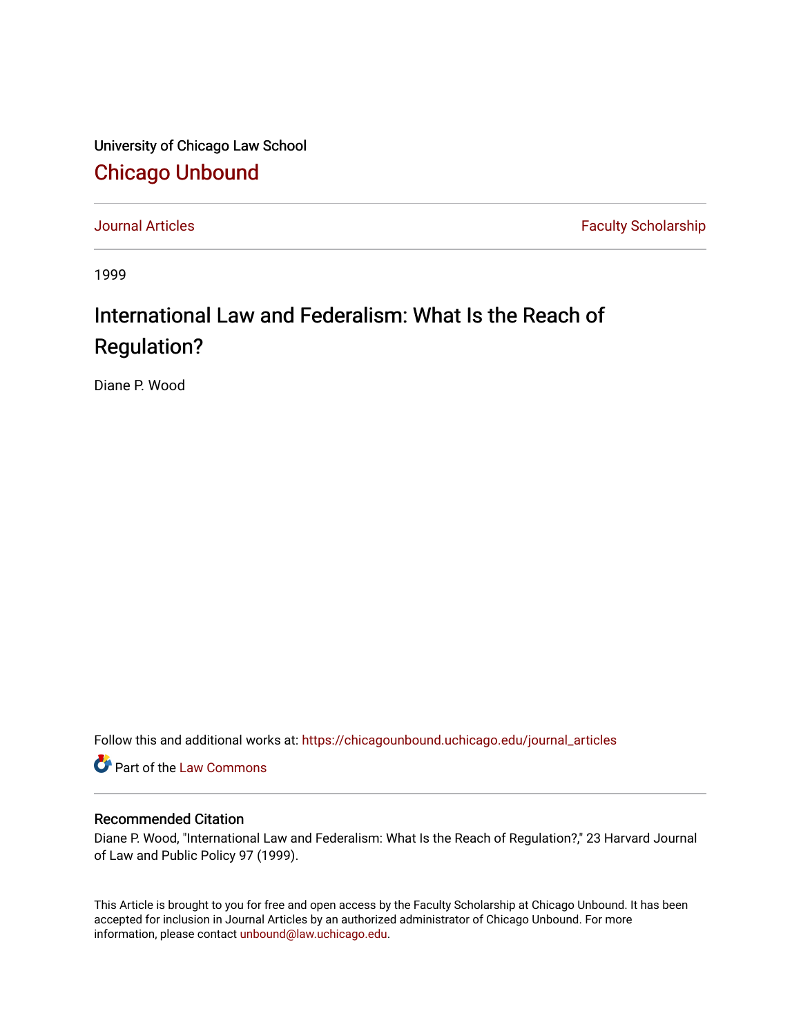University of Chicago Law School

## Chicago Unbound

Journal Articles | Faculty Scholarship

1999

# International Law and Federalism: What Is the Reach of Regulation?

Diane P. Wood

Follow this and additional works at: https://chicagounbound.uchicago.edu/journal_articles

Part of the Law Commons

### Recommended Citation

Diane P. Wood, "International Law and Federalism: What Is the Reach of Regulation?," 23 Harvard Journal of Law and Public Policy 97 (1999).

This Article is brought to you for free and open access by the Faculty Scholarship at Chicago Unbound. It has been accepted for inclusion in Journal Articles by an authorized administrator of Chicago Unbound. For more information, please contact unbound@law.uchicago.edu.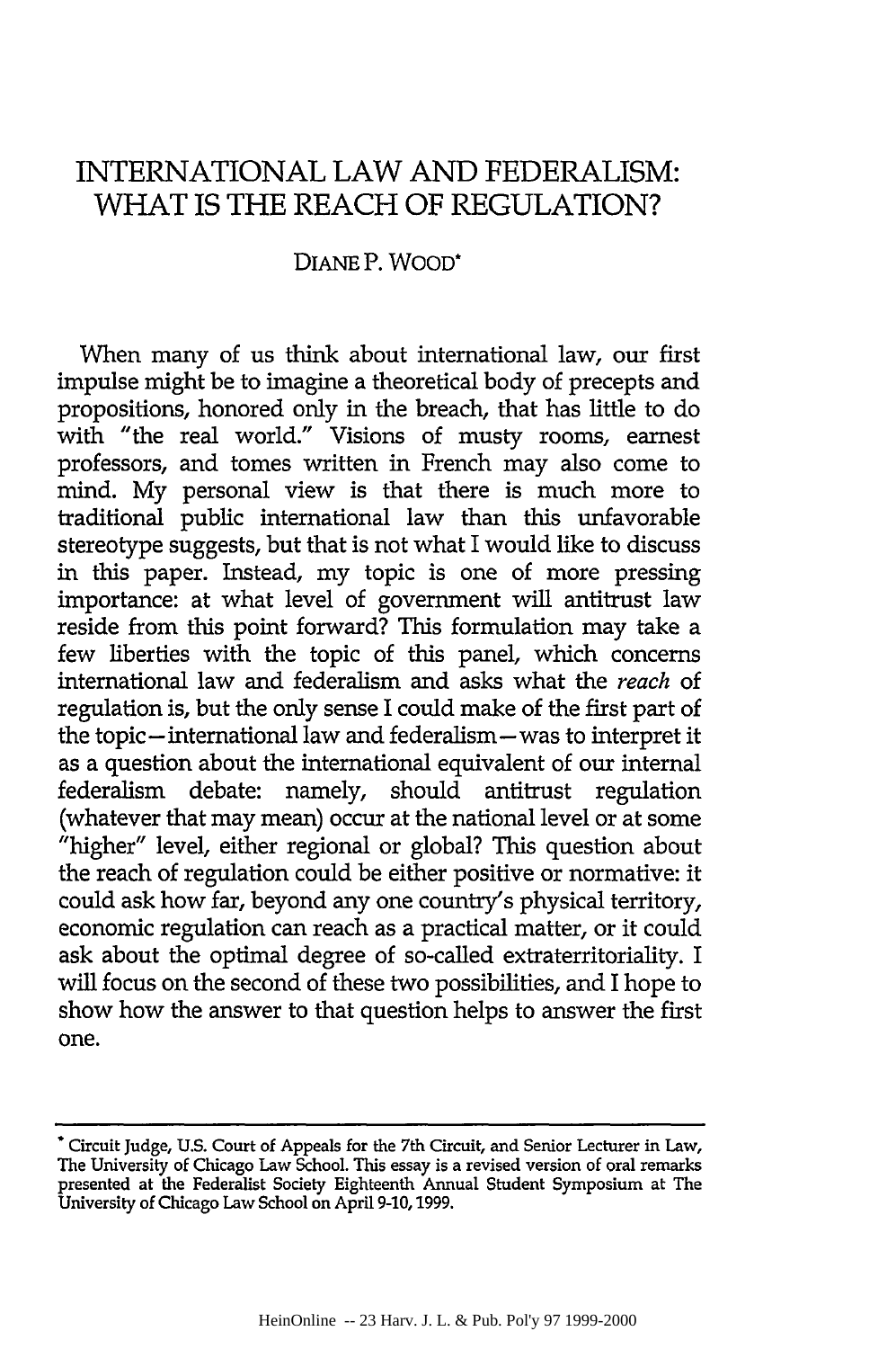# INTERNATIONAL LAW AND FEDERALISM: WHAT IS THE REACH OF REGULATION?

DIANE P. WOOD*

When many of us think about international law, our first impulse might be to imagine a theoretical body of precepts and propositions, honored only in the breach, that has little to do with "the real world." Visions of musty rooms, earnest professors, and tomes written in French may also come to mind. My personal view is that there is much more to traditional public international law than this unfavorable stereotype suggests, but that is not what I would like to discuss in this paper. Instead, my topic is one of more pressing importance: at what level of government will antitrust law reside from this point forward? This formulation may take a few liberties with the topic of this panel, which concerns international law and federalism and asks what the *reach* of regulation is, but the only sense I could make of the first part of the topic—international law and federalism—was to interpret it as a question about the international equivalent of our internal federalism debate: namely, should antitrust regulation (whatever that may mean) occur at the national level or at some "higher" level, either regional or global? This question about the reach of regulation could be either positive or normative: it could ask how far, beyond any one country's physical territory, economic regulation can reach as a practical matter, or it could ask about the optimal degree of so-called extraterritoriality. I will focus on the second of these two possibilities, and I hope to show how the answer to that question helps to answer the first one.

---

* Circuit Judge, U.S. Court of Appeals for the 7th Circuit, and Senior Lecturer in Law, The University of Chicago Law School. This essay is a revised version of oral remarks presented at the Federalist Society Eighteenth Annual Student Symposium at The University of Chicago Law School on April 9-10, 1999.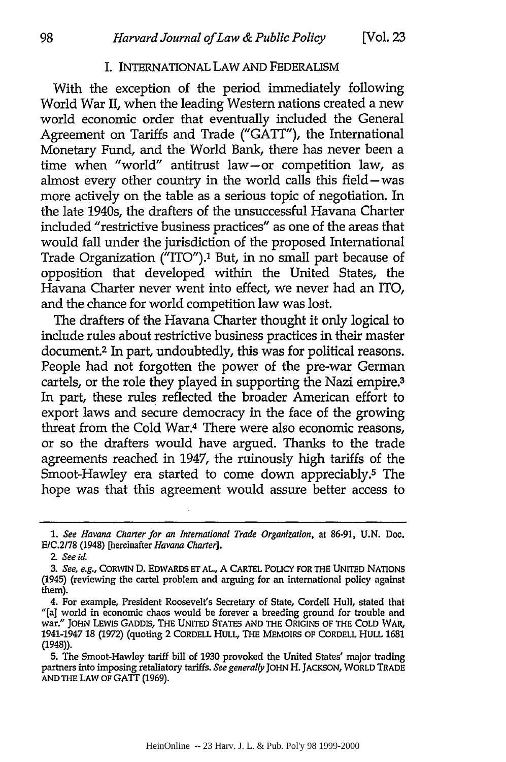## I. INTERNATIONAL LAW AND FEDERALISM

With the exception of the period immediately following World War II, when the leading Western nations created a new world economic order that eventually included the General Agreement on Tariffs and Trade ("GATT"), the International Monetary Fund, and the World Bank, there has never been a time when "world" antitrust law—or competition law, as almost every other country in the world calls this field—was more actively on the table as a serious topic of negotiation. In the late 1940s, the drafters of the unsuccessful Havana Charter included "restrictive business practices" as one of the areas that would fall under the jurisdiction of the proposed International Trade Organization ("ITO").[1] But, in no small part because of opposition that developed within the United States, the Havana Charter never went into effect, we never had an ITO, and the chance for world competition law was lost.

The drafters of the Havana Charter thought it only logical to include rules about restrictive business practices in their master document.[2] In part, undoubtedly, this was for political reasons. People had not forgotten the power of the pre-war German cartels, or the role they played in supporting the Nazi empire.[3] In part, these rules reflected the broader American effort to export laws and secure democracy in the face of the growing threat from the Cold War.[4] There were also economic reasons, or so the drafters would have argued. Thanks to the trade agreements reached in 1947, the ruinously high tariffs of the Smoot-Hawley era started to come down appreciably.[5] The hope was that this agreement would assure better access to

---

1. *See Havana Charter for an International Trade Organization*, at 86-91, U.N. Doc. E/C.2/78 (1948) [hereinafter *Havana Charter*].

2. *See id.*

3. *See, e.g.*, CORWIN D. EDWARDS ET AL., A CARTEL POLICY FOR THE UNITED NATIONS (1945) (reviewing the cartel problem and arguing for an international policy against them).

4. For example, President Roosevelt's Secretary of State, Cordell Hull, stated that "[a] world in economic chaos would be forever a breeding ground for trouble and war." JOHN LEWIS GADDIS, THE UNITED STATES AND THE ORIGINS OF THE COLD WAR, 1941-1947 18 (1972) (quoting 2 CORDELL HULL, THE MEMOIRS OF CORDELL HULL 1681 (1948)).

5. The Smoot-Hawley tariff bill of 1930 provoked the United States' major trading partners into imposing retaliatory tariffs. *See generally* JOHN H. JACKSON, WORLD TRADE AND THE LAW OF GATT (1969).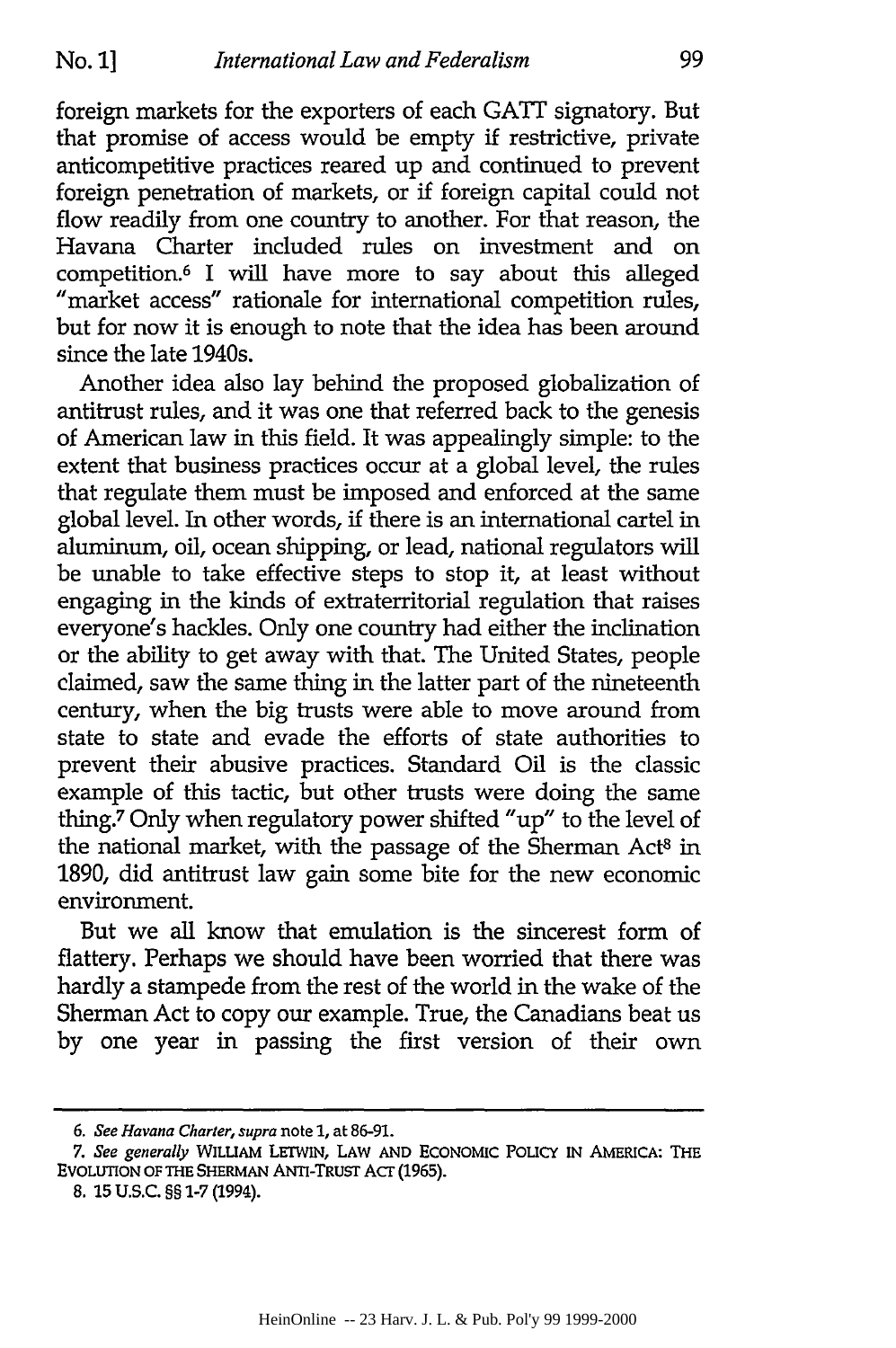foreign markets for the exporters of each GATT signatory. But that promise of access would be empty if restrictive, private anticompetitive practices reared up and continued to prevent foreign penetration of markets, or if foreign capital could not flow readily from one country to another. For that reason, the Havana Charter included rules on investment and on competition.[6] I will have more to say about this alleged "market access" rationale for international competition rules, but for now it is enough to note that the idea has been around since the late 1940s.

Another idea also lay behind the proposed globalization of antitrust rules, and it was one that referred back to the genesis of American law in this field. It was appealingly simple: to the extent that business practices occur at a global level, the rules that regulate them must be imposed and enforced at the same global level. In other words, if there is an international cartel in aluminum, oil, ocean shipping, or lead, national regulators will be unable to take effective steps to stop it, at least without engaging in the kinds of extraterritorial regulation that raises everyone's hackles. Only one country had either the inclination or the ability to get away with that. The United States, people claimed, saw the same thing in the latter part of the nineteenth century, when the big trusts were able to move around from state to state and evade the efforts of state authorities to prevent their abusive practices. Standard Oil is the classic example of this tactic, but other trusts were doing the same thing.[7] Only when regulatory power shifted "up" to the level of the national market, with the passage of the Sherman Act[8] in 1890, did antitrust law gain some bite for the new economic environment.

But we all know that emulation is the sincerest form of flattery. Perhaps we should have been worried that there was hardly a stampede from the rest of the world in the wake of the Sherman Act to copy our example. True, the Canadians beat us by one year in passing the first version of their own

---

6. *See Havana Charter*, *supra* note 1, at 86-91.

7. *See generally* WILLIAM LETWIN, LAW AND ECONOMIC POLICY IN AMERICA: THE EVOLUTION OF THE SHERMAN ANTI-TRUST ACT (1965).

8. 15 U.S.C. §§ 1-7 (1994).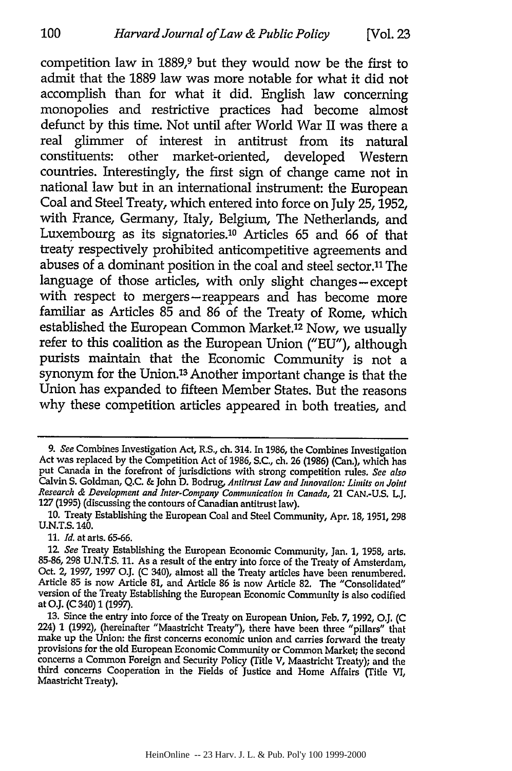competition law in 1889,[9] but they would now be the first to admit that the 1889 law was more notable for what it did not accomplish than for what it did. English law concerning monopolies and restrictive practices had become almost defunct by this time. Not until after World War II was there a real glimmer of interest in antitrust from its natural constituents: other market-oriented, developed Western countries. Interestingly, the first sign of change came not in national law but in an international instrument: the European Coal and Steel Treaty, which entered into force on July 25, 1952, with France, Germany, Italy, Belgium, The Netherlands, and Luxembourg as its signatories.[10] Articles 65 and 66 of that treaty respectively prohibited anticompetitive agreements and abuses of a dominant position in the coal and steel sector.[11] The language of those articles, with only slight changes—except with respect to mergers—reappears and has become more familiar as Articles 85 and 86 of the Treaty of Rome, which established the European Common Market.[12] Now, we usually refer to this coalition as the European Union ("EU"), although purists maintain that the Economic Community is not a synonym for the Union.[13] Another important change is that the Union has expanded to fifteen Member States. But the reasons why these competition articles appeared in both treaties, and

---

9. *See* Combines Investigation Act, R.S., ch. 314. In 1986, the Combines Investigation Act was replaced by the Competition Act of 1986, S.C., ch. 26 (1986) (Can.), which has put Canada in the forefront of jurisdictions with strong competition rules. *See also* Calvin S. Goldman, Q.C. & John D. Bodrug, *Antitrust Law and Innovation: Limits on Joint Research & Development and Inter-Company Communication in Canada*, 21 CAN.-U.S. L.J. 127 (1995) (discussing the contours of Canadian antitrust law).

10. Treaty Establishing the European Coal and Steel Community, Apr. 18, 1951, 298 U.N.T.S. 140.

11. *Id.* at arts. 65-66.

12. *See* Treaty Establishing the European Economic Community, Jan. 1, 1958, arts. 85-86, 298 U.N.T.S. 11. As a result of the entry into force of the Treaty of Amsterdam, Oct. 2, 1997, 1997 O.J. (C 340), almost all the Treaty articles have been renumbered. Article 85 is now Article 81, and Article 86 is now Article 82. The "Consolidated" version of the Treaty Establishing the European Economic Community is also codified at O.J. (C 340) 1 (1997).

13. Since the entry into force of the Treaty on European Union, Feb. 7, 1992, O.J. (C 224) 1 (1992), (hereinafter "Maastricht Treaty"), there have been three "pillars" that make up the Union: the first concerns economic union and carries forward the treaty provisions for the old European Economic Community or Common Market; the second concerns a Common Foreign and Security Policy (Title V, Maastricht Treaty); and the third concerns Cooperation in the Fields of Justice and Home Affairs (Title VI, Maastricht Treaty).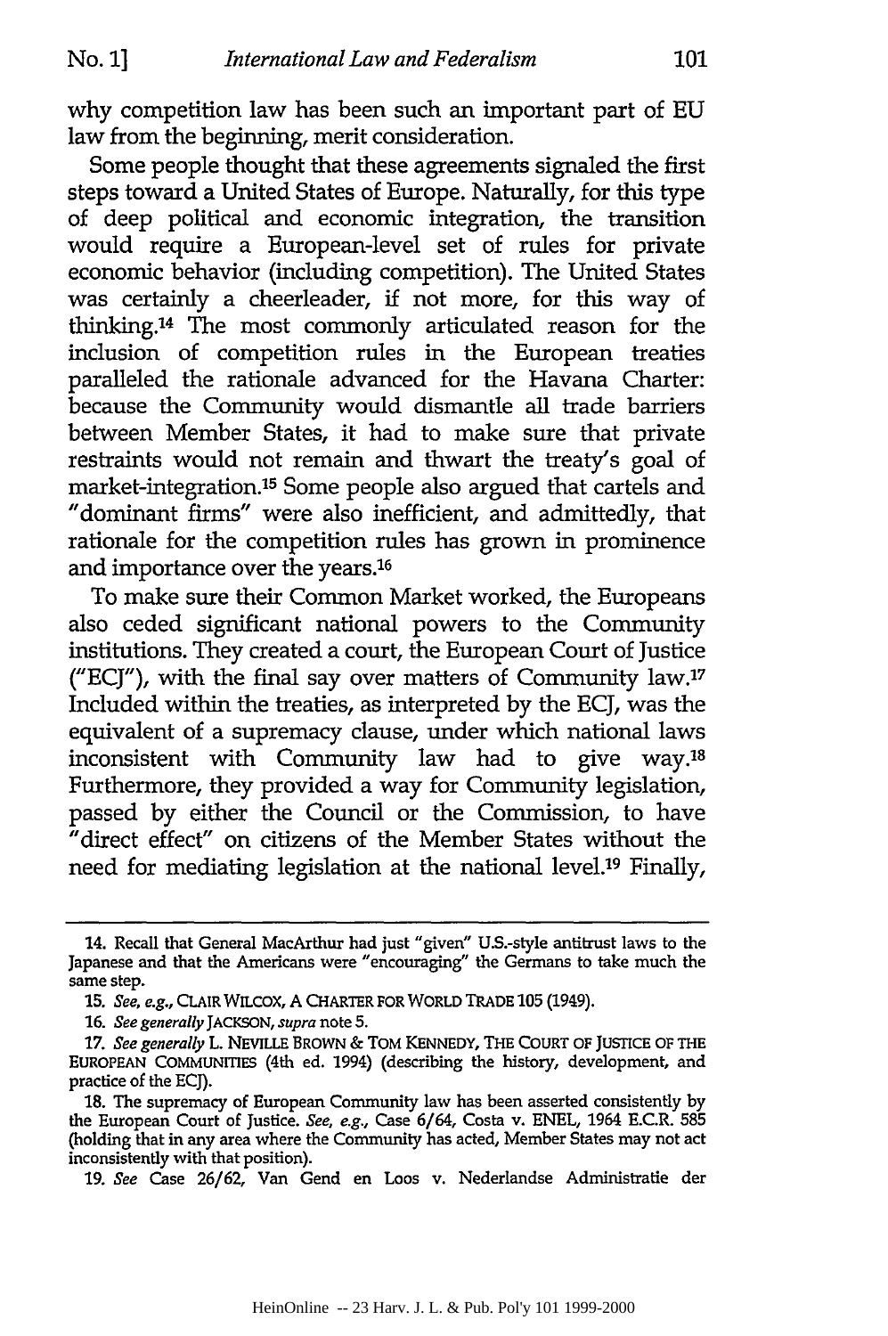why competition law has been such an important part of EU law from the beginning, merit consideration.

Some people thought that these agreements signaled the first steps toward a United States of Europe. Naturally, for this type of deep political and economic integration, the transition would require a European-level set of rules for private economic behavior (including competition). The United States was certainly a cheerleader, if not more, for this way of thinking.[14] The most commonly articulated reason for the inclusion of competition rules in the European treaties paralleled the rationale advanced for the Havana Charter: because the Community would dismantle all trade barriers between Member States, it had to make sure that private restraints would not remain and thwart the treaty's goal of market-integration.[15] Some people also argued that cartels and "dominant firms" were also inefficient, and admittedly, that rationale for the competition rules has grown in prominence and importance over the years.[16]

To make sure their Common Market worked, the Europeans also ceded significant national powers to the Community institutions. They created a court, the European Court of Justice ("ECJ"), with the final say over matters of Community law.[17] Included within the treaties, as interpreted by the ECJ, was the equivalent of a supremacy clause, under which national laws inconsistent with Community law had to give way.[18] Furthermore, they provided a way for Community legislation, passed by either the Council or the Commission, to have "direct effect" on citizens of the Member States without the need for mediating legislation at the national level.[19] Finally,

---

14. Recall that General MacArthur had just "given" U.S.-style antitrust laws to the Japanese and that the Americans were "encouraging" the Germans to take much the same step.

15. *See, e.g.*, CLAIR WILCOX, A CHARTER FOR WORLD TRADE 105 (1949).

16. *See generally* JACKSON, *supra* note 5.

17. *See generally* L. NEVILLE BROWN & TOM KENNEDY, THE COURT OF JUSTICE OF THE EUROPEAN COMMUNITIES (4th ed. 1994) (describing the history, development, and practice of the ECJ).

18. The supremacy of European Community law has been asserted consistently by the European Court of Justice. *See, e.g.*, Case 6/64, Costa v. ENEL, 1964 E.C.R. 585 (holding that in any area where the Community has acted, Member States may not act inconsistently with that position).

19. *See* Case 26/62, Van Gend en Loos v. Nederlandse Administratie der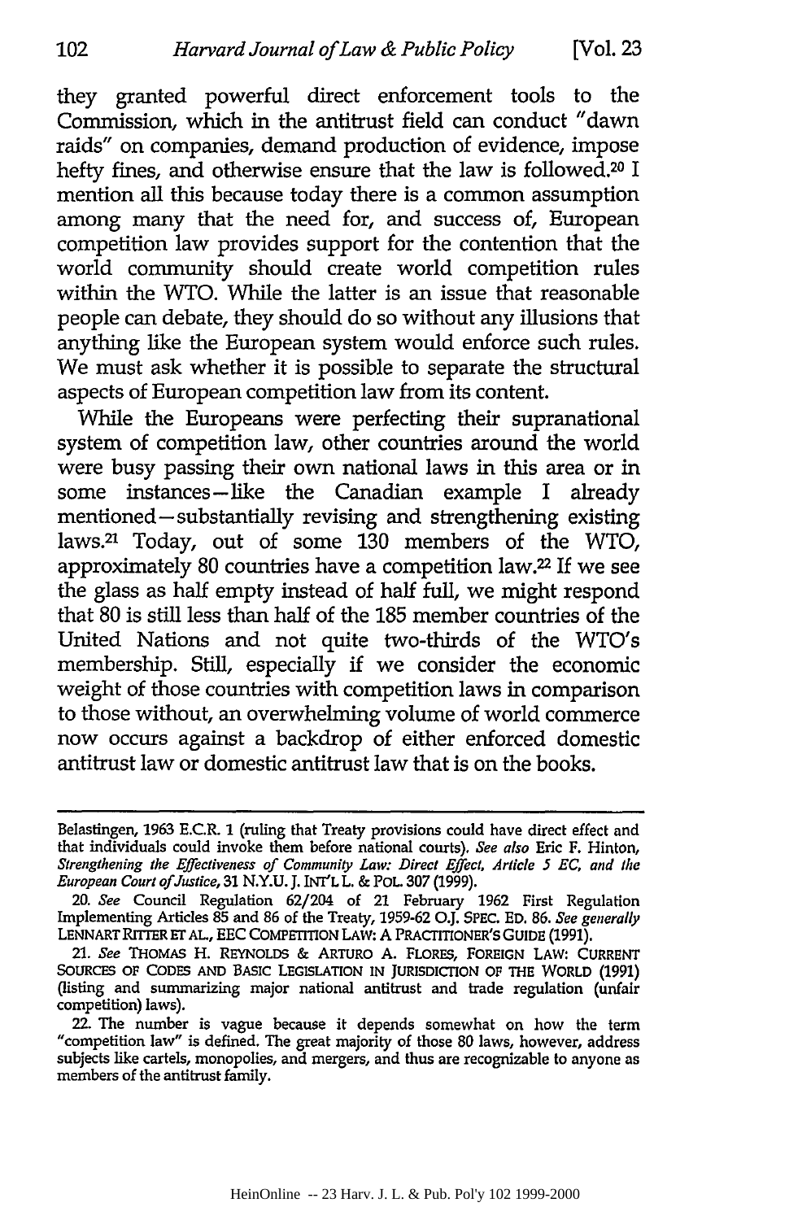they granted powerful direct enforcement tools to the Commission, which in the antitrust field can conduct "dawn raids" on companies, demand production of evidence, impose hefty fines, and otherwise ensure that the law is followed.[20] I mention all this because today there is a common assumption among many that the need for, and success of, European competition law provides support for the contention that the world community should create world competition rules within the WTO. While the latter is an issue that reasonable people can debate, they should do so without any illusions that anything like the European system would enforce such rules. We must ask whether it is possible to separate the structural aspects of European competition law from its content.

While the Europeans were perfecting their supranational system of competition law, other countries around the world were busy passing their own national laws in this area or in some instances—like the Canadian example I already mentioned—substantially revising and strengthening existing laws.[21] Today, out of some 130 members of the WTO, approximately 80 countries have a competition law.[22] If we see the glass as half empty instead of half full, we might respond that 80 is still less than half of the 185 member countries of the United Nations and not quite two-thirds of the WTO's membership. Still, especially if we consider the economic weight of those countries with competition laws in comparison to those without, an overwhelming volume of world commerce now occurs against a backdrop of either enforced domestic antitrust law or domestic antitrust law that is on the books.

---

Belastingen, 1963 E.C.R. 1 (ruling that Treaty provisions could have direct effect and that individuals could invoke them before national courts). *See also* Eric F. Hinton, *Strengthening the Effectiveness of Community Law: Direct Effect, Article 5 EC, and the European Court of Justice*, 31 N.Y.U. J. INT'L L. & POL. 307 (1999).

20. *See* Council Regulation 62/204 of 21 February 1962 First Regulation Implementing Articles 85 and 86 of the Treaty, 1959-62 O.J. SPEC. ED. 86. *See generally* LENNART RITTER ET AL., EEC COMPETITION LAW: A PRACTITIONER'S GUIDE (1991).

21. *See* THOMAS H. REYNOLDS & ARTURO A. FLORES, FOREIGN LAW: CURRENT SOURCES OF CODES AND BASIC LEGISLATION IN JURISDICTION OF THE WORLD (1991) (listing and summarizing major national antitrust and trade regulation (unfair competition) laws).

22. The number is vague because it depends somewhat on how the term "competition law" is defined. The great majority of those 80 laws, however, address subjects like cartels, monopolies, and mergers, and thus are recognizable to anyone as members of the antitrust family.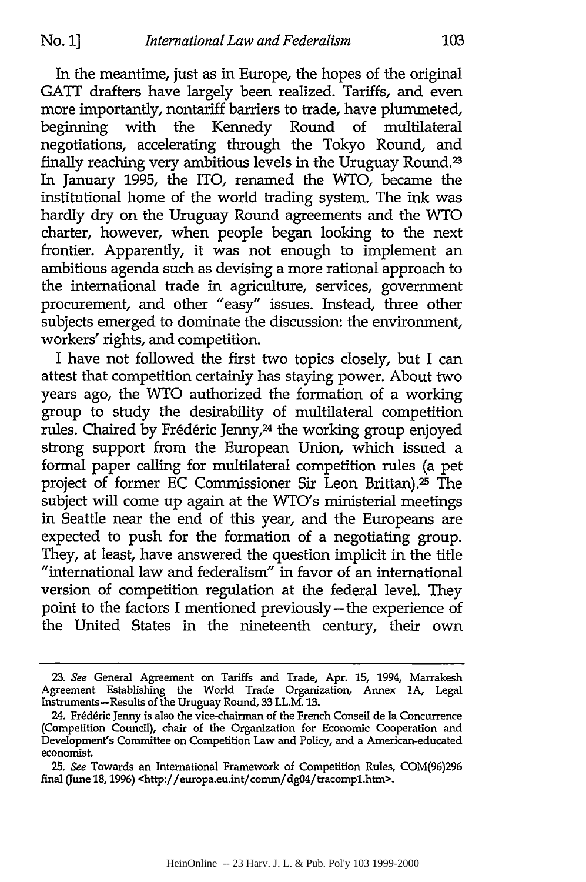In the meantime, just as in Europe, the hopes of the original GATT drafters have largely been realized. Tariffs, and even more importantly, nontariff barriers to trade, have plummeted, beginning with the Kennedy Round of multilateral negotiations, accelerating through the Tokyo Round, and finally reaching very ambitious levels in the Uruguay Round.[23] In January 1995, the ITO, renamed the WTO, became the institutional home of the world trading system. The ink was hardly dry on the Uruguay Round agreements and the WTO charter, however, when people began looking to the next frontier. Apparently, it was not enough to implement an ambitious agenda such as devising a more rational approach to the international trade in agriculture, services, government procurement, and other "easy" issues. Instead, three other subjects emerged to dominate the discussion: the environment, workers' rights, and competition.

I have not followed the first two topics closely, but I can attest that competition certainly has staying power. About two years ago, the WTO authorized the formation of a working group to study the desirability of multilateral competition rules. Chaired by Frédéric Jenny,[24] the working group enjoyed strong support from the European Union, which issued a formal paper calling for multilateral competition rules (a pet project of former EC Commissioner Sir Leon Brittan).[25] The subject will come up again at the WTO's ministerial meetings in Seattle near the end of this year, and the Europeans are expected to push for the formation of a negotiating group. They, at least, have answered the question implicit in the title "international law and federalism" in favor of an international version of competition regulation at the federal level. They point to the factors I mentioned previously—the experience of the United States in the nineteenth century, their own

---

23. *See* General Agreement on Tariffs and Trade, Apr. 15, 1994, Marrakesh Agreement Establishing the World Trade Organization, Annex 1A, Legal Instruments—Results of the Uruguay Round, 33 I.L.M. 13.

24. Frédéric Jenny is also the vice-chairman of the French Conseil de la Concurrence (Competition Council), chair of the Organization for Economic Cooperation and Development's Committee on Competition Law and Policy, and a American-educated economist.

25. *See* Towards an International Framework of Competition Rules, COM(96)296 final (June 18, 1996) <http://europa.eu.int/comm/dg04/tracomp1.htm>.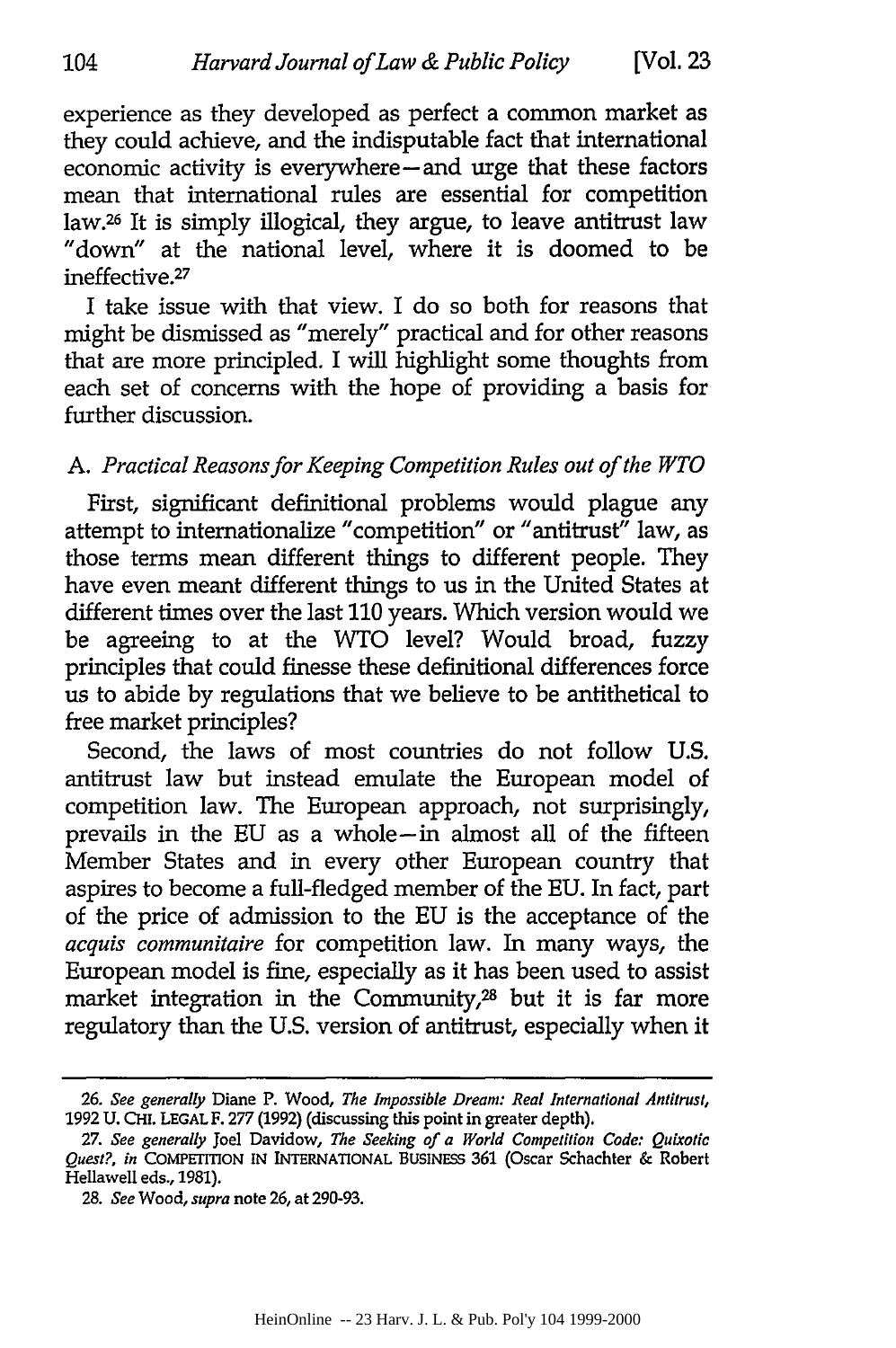experience as they developed as perfect a common market as they could achieve, and the indisputable fact that international economic activity is everywhere—and urge that these factors mean that international rules are essential for competition law.[26] It is simply illogical, they argue, to leave antitrust law "down" at the national level, where it is doomed to be ineffective.[27]

I take issue with that view. I do so both for reasons that might be dismissed as "merely" practical and for other reasons that are more principled. I will highlight some thoughts from each set of concerns with the hope of providing a basis for further discussion.

### A. *Practical Reasons for Keeping Competition Rules out of the WTO*

First, significant definitional problems would plague any attempt to internationalize "competition" or "antitrust" law, as those terms mean different things to different people. They have even meant different things to us in the United States at different times over the last 110 years. Which version would we be agreeing to at the WTO level? Would broad, fuzzy principles that could finesse these definitional differences force us to abide by regulations that we believe to be antithetical to free market principles?

Second, the laws of most countries do not follow U.S. antitrust law but instead emulate the European model of competition law. The European approach, not surprisingly, prevails in the EU as a whole—in almost all of the fifteen Member States and in every other European country that aspires to become a full-fledged member of the EU. In fact, part of the price of admission to the EU is the acceptance of the *acquis communitaire* for competition law. In many ways, the European model is fine, especially as it has been used to assist market integration in the Community,[28] but it is far more regulatory than the U.S. version of antitrust, especially when it

---

26. *See generally* Diane P. Wood, *The Impossible Dream: Real International Antitrust*, 1992 U. CHI. LEGAL F. 277 (1992) (discussing this point in greater depth).

27. *See generally* Joel Davidow, *The Seeking of a World Competition Code: Quixotic Quest?*, *in* COMPETITION IN INTERNATIONAL BUSINESS 361 (Oscar Schachter & Robert Hellawell eds., 1981).

28. *See* Wood, *supra* note 26, at 290-93.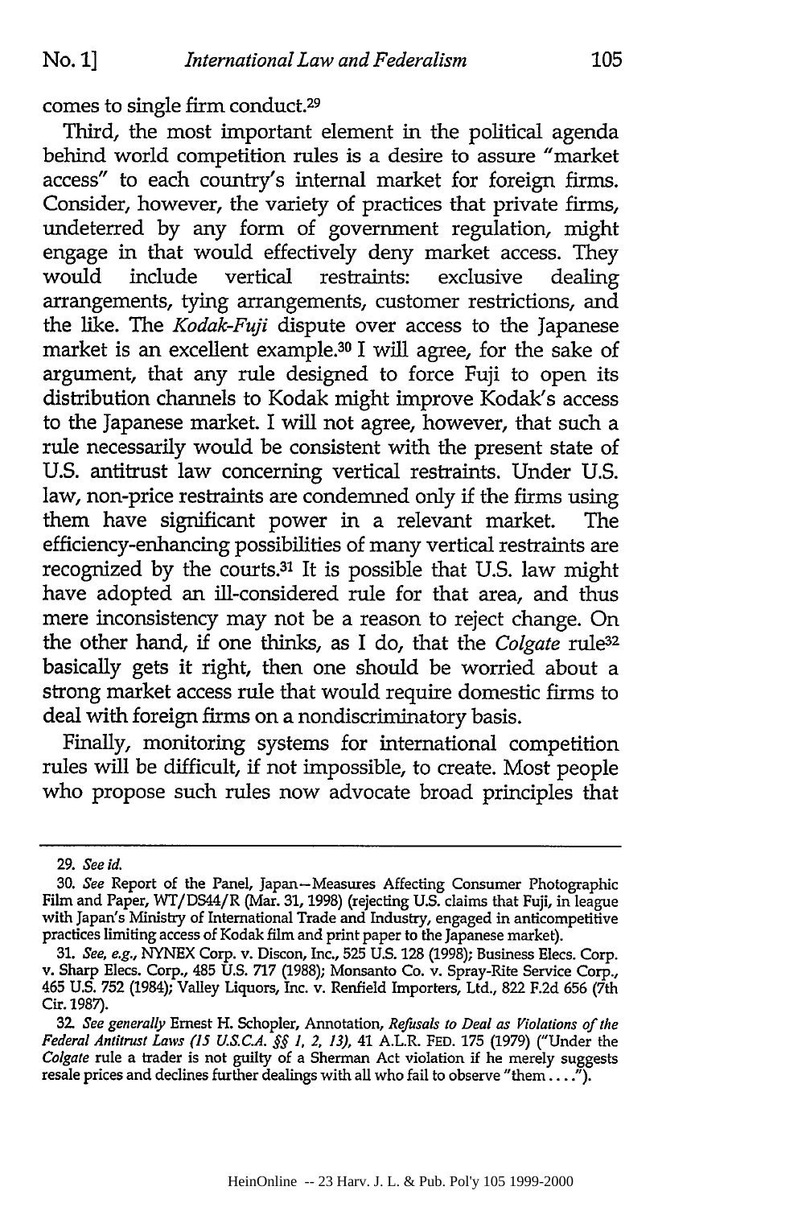comes to single firm conduct.[29]

Third, the most important element in the political agenda behind world competition rules is a desire to assure "market access" to each country's internal market for foreign firms. Consider, however, the variety of practices that private firms, undeterred by any form of government regulation, might engage in that would effectively deny market access. They would include vertical restraints: exclusive dealing arrangements, tying arrangements, customer restrictions, and the like. The *Kodak-Fuji* dispute over access to the Japanese market is an excellent example.[30] I will agree, for the sake of argument, that any rule designed to force Fuji to open its distribution channels to Kodak might improve Kodak's access to the Japanese market. I will not agree, however, that such a rule necessarily would be consistent with the present state of U.S. antitrust law concerning vertical restraints. Under U.S. law, non-price restraints are condemned only if the firms using them have significant power in a relevant market. The efficiency-enhancing possibilities of many vertical restraints are recognized by the courts.[31] It is possible that U.S. law might have adopted an ill-considered rule for that area, and thus mere inconsistency may not be a reason to reject change. On the other hand, if one thinks, as I do, that the *Colgate* rule[32] basically gets it right, then one should be worried about a strong market access rule that would require domestic firms to deal with foreign firms on a nondiscriminatory basis.

Finally, monitoring systems for international competition rules will be difficult, if not impossible, to create. Most people who propose such rules now advocate broad principles that

---

29. *See id.*

30. *See* Report of the Panel, Japan—Measures Affecting Consumer Photographic Film and Paper, WT/DS44/R (Mar. 31, 1998) (rejecting U.S. claims that Fuji, in league with Japan's Ministry of International Trade and Industry, engaged in anticompetitive practices limiting access of Kodak film and print paper to the Japanese market).

31. *See, e.g.*, NYNEX Corp. v. Discon, Inc., 525 U.S. 128 (1998); Business Elecs. Corp. v. Sharp Elecs. Corp., 485 U.S. 717 (1988); Monsanto Co. v. Spray-Rite Service Corp., 465 U.S. 752 (1984); Valley Liquors, Inc. v. Renfield Importers, Ltd., 822 F.2d 656 (7th Cir. 1987).

32. *See generally* Ernest H. Schopler, Annotation, *Refusals to Deal as Violations of the Federal Antitrust Laws (15 U.S.C.A. §§ 1, 2, 13)*, 41 A.L.R. FED. 175 (1979) ("Under the *Colgate* rule a trader is not guilty of a Sherman Act violation if he merely suggests resale prices and declines further dealings with all who fail to observe "them . . . .").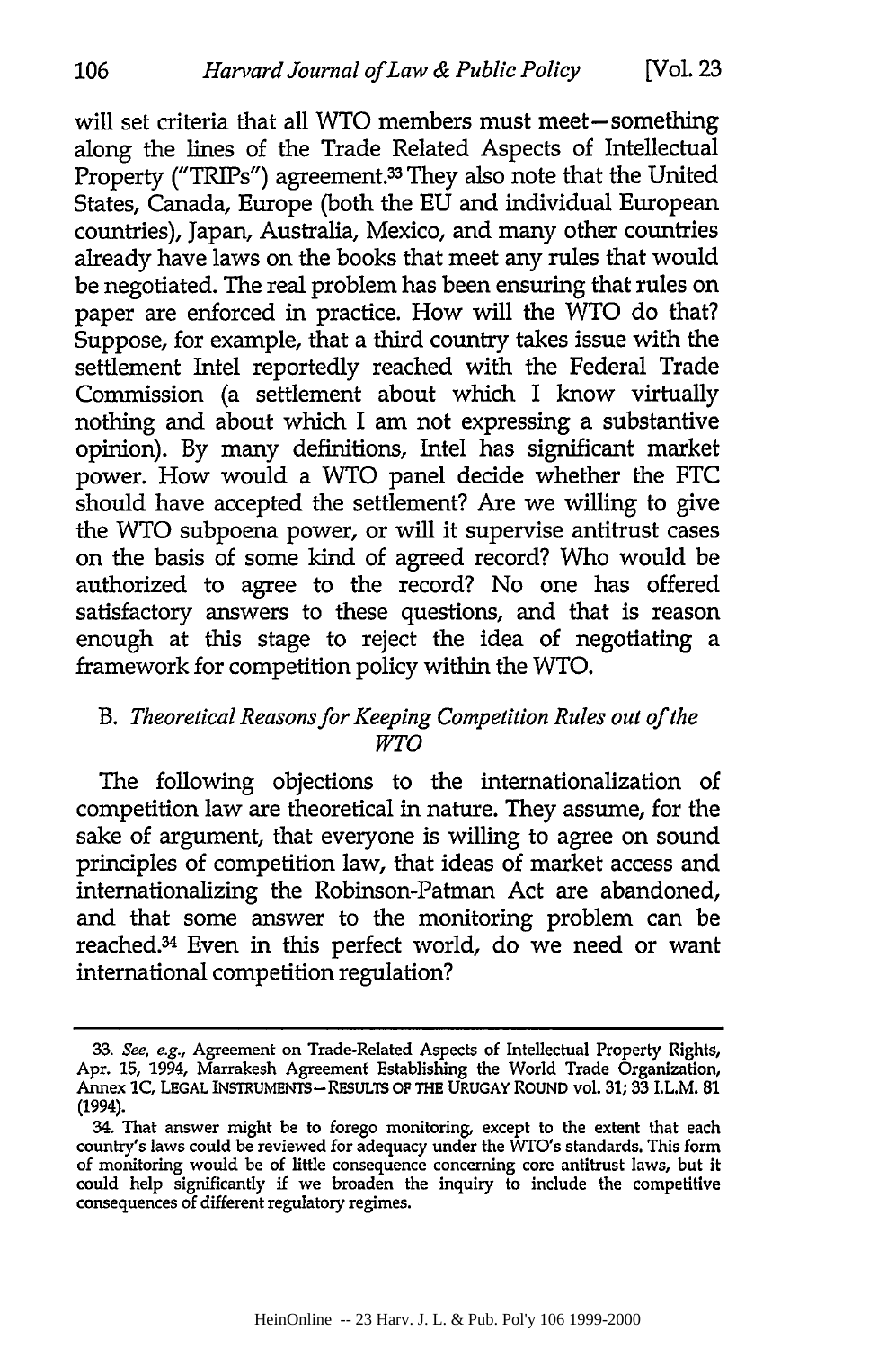will set criteria that all WTO members must meet—something along the lines of the Trade Related Aspects of Intellectual Property ("TRIPs") agreement.[33] They also note that the United States, Canada, Europe (both the EU and individual European countries), Japan, Australia, Mexico, and many other countries already have laws on the books that meet any rules that would be negotiated. The real problem has been ensuring that rules on paper are enforced in practice. How will the WTO do that? Suppose, for example, that a third country takes issue with the settlement Intel reportedly reached with the Federal Trade Commission (a settlement about which I know virtually nothing and about which I am not expressing a substantive opinion). By many definitions, Intel has significant market power. How would a WTO panel decide whether the FTC should have accepted the settlement? Are we willing to give the WTO subpoena power, or will it supervise antitrust cases on the basis of some kind of agreed record? Who would be authorized to agree to the record? No one has offered satisfactory answers to these questions, and that is reason enough at this stage to reject the idea of negotiating a framework for competition policy within the WTO.

### B. *Theoretical Reasons for Keeping Competition Rules out of the WTO*

The following objections to the internationalization of competition law are theoretical in nature. They assume, for the sake of argument, that everyone is willing to agree on sound principles of competition law, that ideas of market access and internationalizing the Robinson-Patman Act are abandoned, and that some answer to the monitoring problem can be reached.[34] Even in this perfect world, do we need or want international competition regulation?

---

33. *See, e.g.*, Agreement on Trade-Related Aspects of Intellectual Property Rights, Apr. 15, 1994, Marrakesh Agreement Establishing the World Trade Organization, Annex 1C, LEGAL INSTRUMENTS—RESULTS OF THE URUGAY ROUND vol. 31; 33 I.L.M. 81 (1994).

34. That answer might be to forego monitoring, except to the extent that each country's laws could be reviewed for adequacy under the WTO's standards. This form of monitoring would be of little consequence concerning core antitrust laws, but it could help significantly if we broaden the inquiry to include the competitive consequences of different regulatory regimes.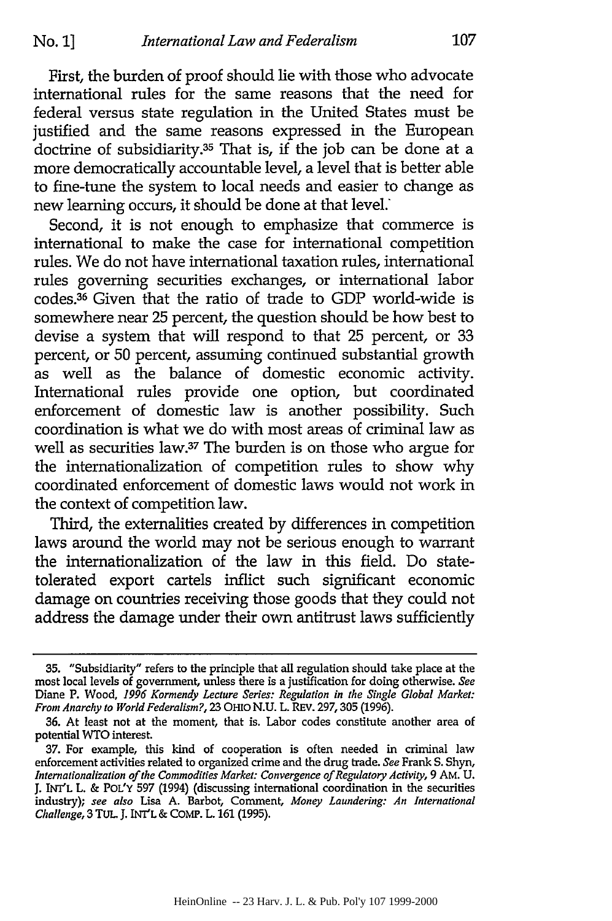First, the burden of proof should lie with those who advocate international rules for the same reasons that the need for federal versus state regulation in the United States must be justified and the same reasons expressed in the European doctrine of subsidiarity.[35] That is, if the job can be done at a more democratically accountable level, a level that is better able to fine-tune the system to local needs and easier to change as new learning occurs, it should be done at that level.

Second, it is not enough to emphasize that commerce is international to make the case for international competition rules. We do not have international taxation rules, international rules governing securities exchanges, or international labor codes.[36] Given that the ratio of trade to GDP world-wide is somewhere near 25 percent, the question should be how best to devise a system that will respond to that 25 percent, or 33 percent, or 50 percent, assuming continued substantial growth as well as the balance of domestic economic activity. International rules provide one option, but coordinated enforcement of domestic law is another possibility. Such coordination is what we do with most areas of criminal law as well as securities law.[37] The burden is on those who argue for the internationalization of competition rules to show why coordinated enforcement of domestic laws would not work in the context of competition law.

Third, the externalities created by differences in competition laws around the world may not be serious enough to warrant the internationalization of the law in this field. Do state-tolerated export cartels inflict such significant economic damage on countries receiving those goods that they could not address the damage under their own antitrust laws sufficiently

---

35. "Subsidiarity" refers to the principle that all regulation should take place at the most local levels of government, unless there is a justification for doing otherwise. *See* Diane P. Wood, *1996 Kormendy Lecture Series: Regulation in the Single Global Market: From Anarchy to World Federalism?*, 23 OHIO N.U. L. REV. 297, 305 (1996).

36. At least not at the moment, that is. Labor codes constitute another area of potential WTO interest.

37. For example, this kind of cooperation is often needed in criminal law enforcement activities related to organized crime and the drug trade. *See* Frank S. Shyn, *Internationalization of the Commodities Market: Convergence of Regulatory Activity*, 9 AM. U. J. INT'L L. & POL'Y 597 (1994) (discussing international coordination in the securities industry); *see also* Lisa A. Barbot, Comment, *Money Laundering: An International Challenge*, 3 TUL. J. INT'L & COMP. L. 161 (1995).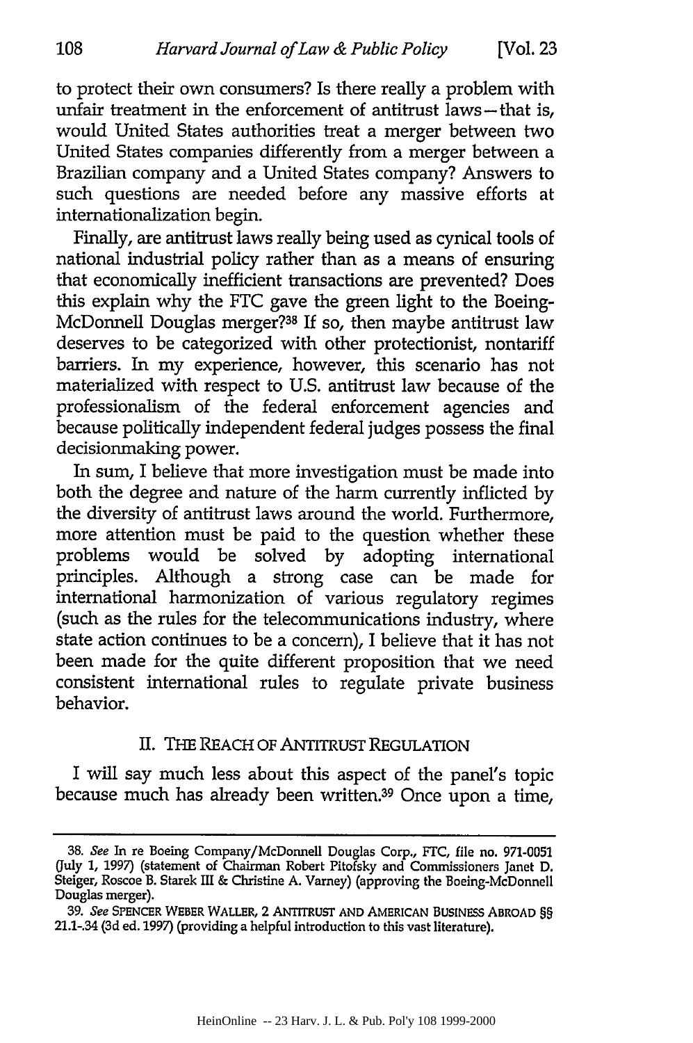to protect their own consumers? Is there really a problem with unfair treatment in the enforcement of antitrust laws—that is, would United States authorities treat a merger between two United States companies differently from a merger between a Brazilian company and a United States company? Answers to such questions are needed before any massive efforts at internationalization begin.

Finally, are antitrust laws really being used as cynical tools of national industrial policy rather than as a means of ensuring that economically inefficient transactions are prevented? Does this explain why the FTC gave the green light to the Boeing-McDonnell Douglas merger?[38] If so, then maybe antitrust law deserves to be categorized with other protectionist, nontariff barriers. In my experience, however, this scenario has not materialized with respect to U.S. antitrust law because of the professionalism of the federal enforcement agencies and because politically independent federal judges possess the final decisionmaking power.

In sum, I believe that more investigation must be made into both the degree and nature of the harm currently inflicted by the diversity of antitrust laws around the world. Furthermore, more attention must be paid to the question whether these problems would be solved by adopting international principles. Although a strong case can be made for international harmonization of various regulatory regimes (such as the rules for the telecommunications industry, where state action continues to be a concern), I believe that it has not been made for the quite different proposition that we need consistent international rules to regulate private business behavior.

## II. THE REACH OF ANTITRUST REGULATION

I will say much less about this aspect of the panel's topic because much has already been written.[39] Once upon a time,

---

38. *See* In re Boeing Company/McDonnell Douglas Corp., FTC, file no. 971-0051 (July 1, 1997) (statement of Chairman Robert Pitofsky and Commissioners Janet D. Steiger, Roscoe B. Starek III & Christine A. Varney) (approving the Boeing-McDonnell Douglas merger).

39. *See* SPENCER WEBER WALLER, 2 ANTITRUST AND AMERICAN BUSINESS ABROAD §§ 21.1-.34 (3d ed. 1997) (providing a helpful introduction to this vast literature).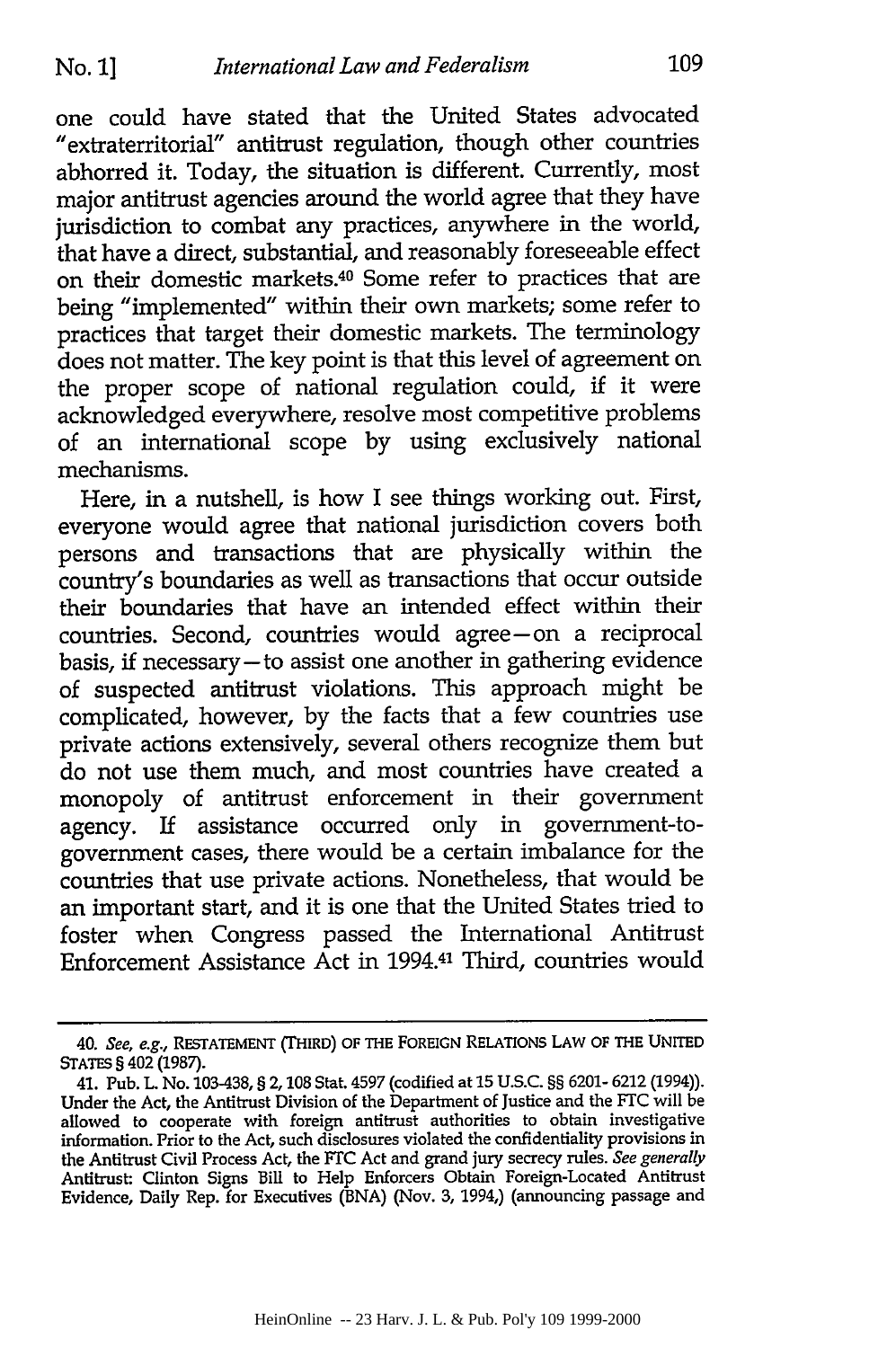one could have stated that the United States advocated "extraterritorial" antitrust regulation, though other countries abhorred it. Today, the situation is different. Currently, most major antitrust agencies around the world agree that they have jurisdiction to combat any practices, anywhere in the world, that have a direct, substantial, and reasonably foreseeable effect on their domestic markets.[40] Some refer to practices that are being "implemented" within their own markets; some refer to practices that target their domestic markets. The terminology does not matter. The key point is that this level of agreement on the proper scope of national regulation could, if it were acknowledged everywhere, resolve most competitive problems of an international scope by using exclusively national mechanisms.

Here, in a nutshell, is how I see things working out. First, everyone would agree that national jurisdiction covers both persons and transactions that are physically within the country's boundaries as well as transactions that occur outside their boundaries that have an intended effect within their countries. Second, countries would agree—on a reciprocal basis, if necessary—to assist one another in gathering evidence of suspected antitrust violations. This approach might be complicated, however, by the facts that a few countries use private actions extensively, several others recognize them but do not use them much, and most countries have created a monopoly of antitrust enforcement in their government agency. If assistance occurred only in government-to-government cases, there would be a certain imbalance for the countries that use private actions. Nonetheless, that would be an important start, and it is one that the United States tried to foster when Congress passed the International Antitrust Enforcement Assistance Act in 1994.[41] Third, countries would

---

40. *See, e.g.*, RESTATEMENT (THIRD) OF THE FOREIGN RELATIONS LAW OF THE UNITED STATES § 402 (1987).

41. Pub. L. No. 103-438, § 2, 108 Stat. 4597 (codified at 15 U.S.C. §§ 6201-6212 (1994)). Under the Act, the Antitrust Division of the Department of Justice and the FTC will be allowed to cooperate with foreign antitrust authorities to obtain investigative information. Prior to the Act, such disclosures violated the confidentiality provisions in the Antitrust Civil Process Act, the FTC Act and grand jury secrecy rules. *See generally* Antitrust: Clinton Signs Bill to Help Enforcers Obtain Foreign-Located Antitrust Evidence, Daily Rep. for Executives (BNA) (Nov. 3, 1994,) (announcing passage and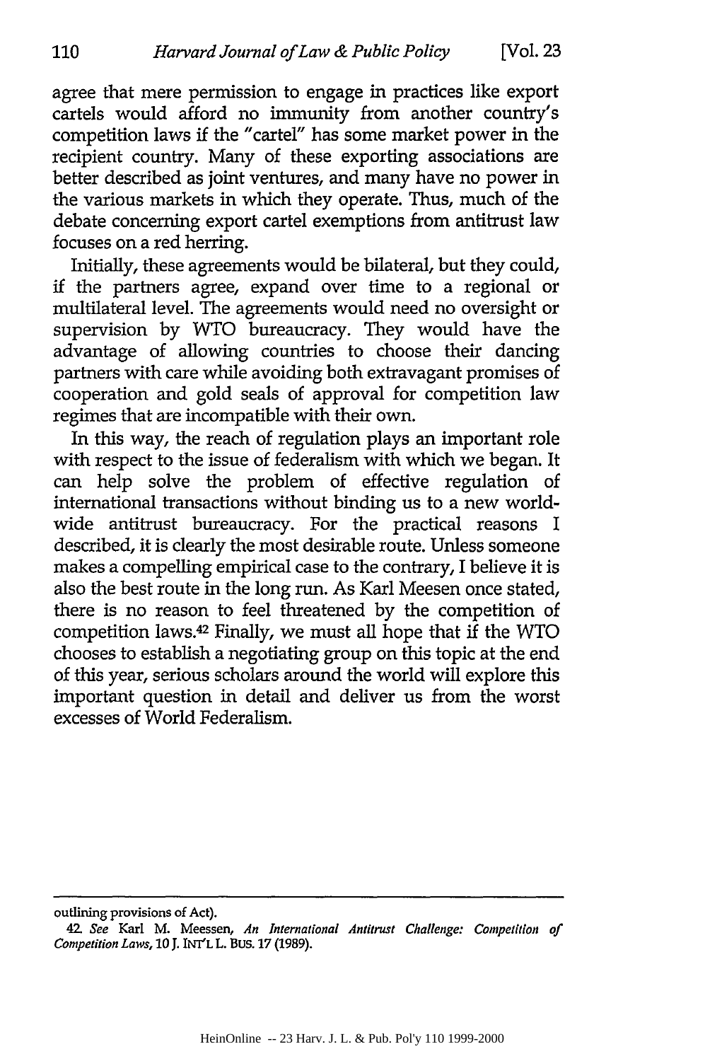agree that mere permission to engage in practices like export cartels would afford no immunity from another country's competition laws if the "cartel" has some market power in the recipient country. Many of these exporting associations are better described as joint ventures, and many have no power in the various markets in which they operate. Thus, much of the debate concerning export cartel exemptions from antitrust law focuses on a red herring.

Initially, these agreements would be bilateral, but they could, if the partners agree, expand over time to a regional or multilateral level. The agreements would need no oversight or supervision by WTO bureaucracy. They would have the advantage of allowing countries to choose their dancing partners with care while avoiding both extravagant promises of cooperation and gold seals of approval for competition law regimes that are incompatible with their own.

In this way, the reach of regulation plays an important role with respect to the issue of federalism with which we began. It can help solve the problem of effective regulation of international transactions without binding us to a new world-wide antitrust bureaucracy. For the practical reasons I described, it is clearly the most desirable route. Unless someone makes a compelling empirical case to the contrary, I believe it is also the best route in the long run. As Karl Meesen once stated, there is no reason to feel threatened by the competition of competition laws.[42] Finally, we must all hope that if the WTO chooses to establish a negotiating group on this topic at the end of this year, serious scholars around the world will explore this important question in detail and deliver us from the worst excesses of World Federalism.

---

outlining provisions of Act).

42. *See* Karl M. Meessen, *An International Antitrust Challenge: Competition of Competition Laws*, 10 J. INT'L L. BUS. 17 (1989).